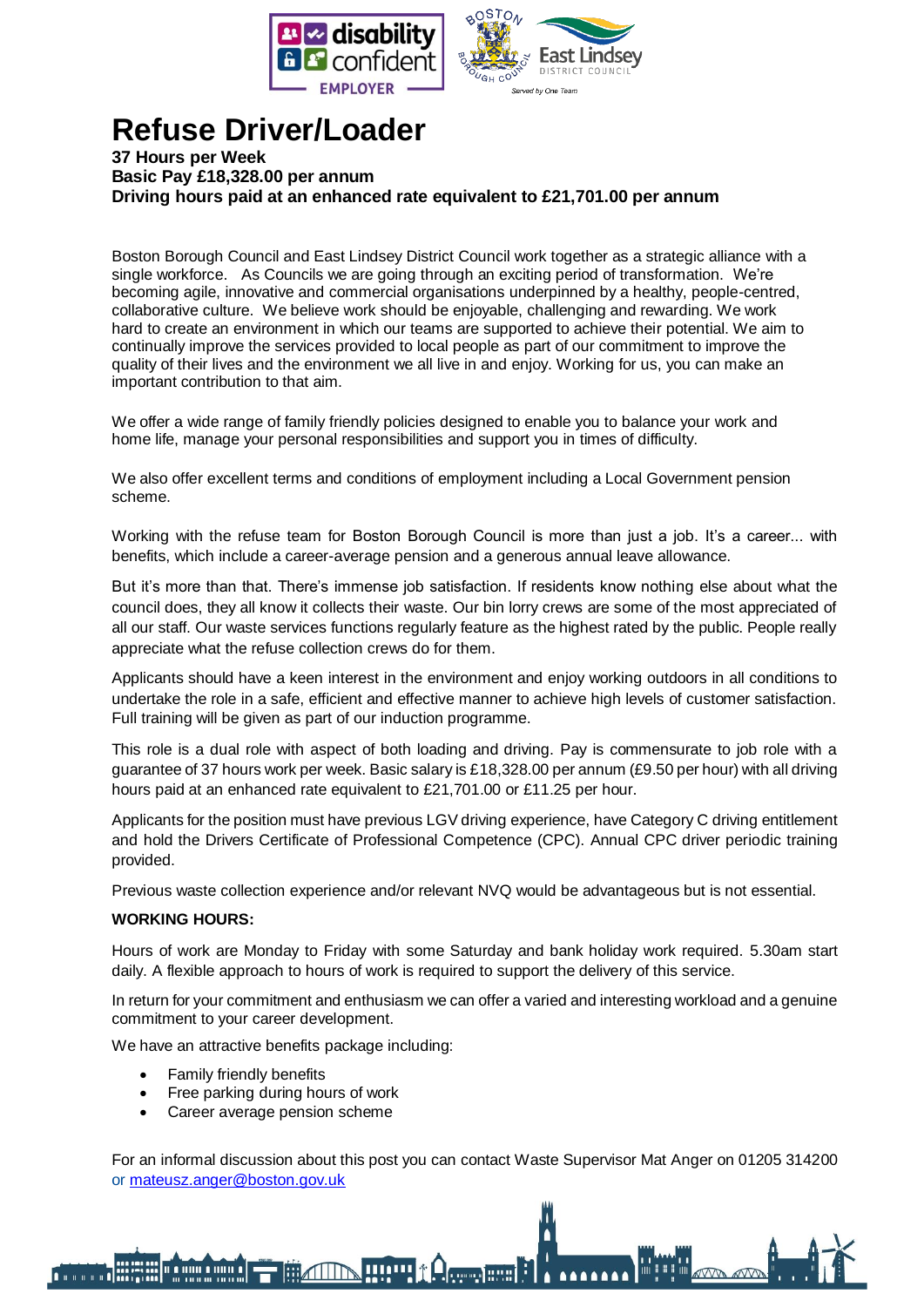# Refuse Driver/Loader

**37 Hours per Week**
**Basic Pay £18,328.00 per annum**
**Driving hours paid at an enhanced rate equivalent to £21,701.00 per annum**

Boston Borough Council and East Lindsey District Council work together as a strategic alliance with a single workforce. As Councils we are going through an exciting period of transformation. We're becoming agile, innovative and commercial organisations underpinned by a healthy, people-centred, collaborative culture. We believe work should be enjoyable, challenging and rewarding. We work hard to create an environment in which our teams are supported to achieve their potential. We aim to continually improve the services provided to local people as part of our commitment to improve the quality of their lives and the environment we all live in and enjoy. Working for us, you can make an important contribution to that aim.

We offer a wide range of family friendly policies designed to enable you to balance your work and home life, manage your personal responsibilities and support you in times of difficulty.

We also offer excellent terms and conditions of employment including a Local Government pension scheme.

Working with the refuse team for Boston Borough Council is more than just a job. It's a career... with benefits, which include a career-average pension and a generous annual leave allowance.

But it's more than that. There's immense job satisfaction. If residents know nothing else about what the council does, they all know it collects their waste. Our bin lorry crews are some of the most appreciated of all our staff. Our waste services functions regularly feature as the highest rated by the public. People really appreciate what the refuse collection crews do for them.

Applicants should have a keen interest in the environment and enjoy working outdoors in all conditions to undertake the role in a safe, efficient and effective manner to achieve high levels of customer satisfaction. Full training will be given as part of our induction programme.

This role is a dual role with aspect of both loading and driving. Pay is commensurate to job role with a guarantee of 37 hours work per week. Basic salary is £18,328.00 per annum (£9.50 per hour) with all driving hours paid at an enhanced rate equivalent to £21,701.00 or £11.25 per hour.

Applicants for the position must have previous LGV driving experience, have Category C driving entitlement and hold the Drivers Certificate of Professional Competence (CPC). Annual CPC driver periodic training provided.

Previous waste collection experience and/or relevant NVQ would be advantageous but is not essential.

**WORKING HOURS:**

Hours of work are Monday to Friday with some Saturday and bank holiday work required. 5.30am start daily. A flexible approach to hours of work is required to support the delivery of this service.

In return for your commitment and enthusiasm we can offer a varied and interesting workload and a genuine commitment to your career development.

We have an attractive benefits package including:

- Family friendly benefits
- Free parking during hours of work
- Career average pension scheme

For an informal discussion about this post you can contact Waste Supervisor Mat Anger on 01205 314200 or mateusz.anger@boston.gov.uk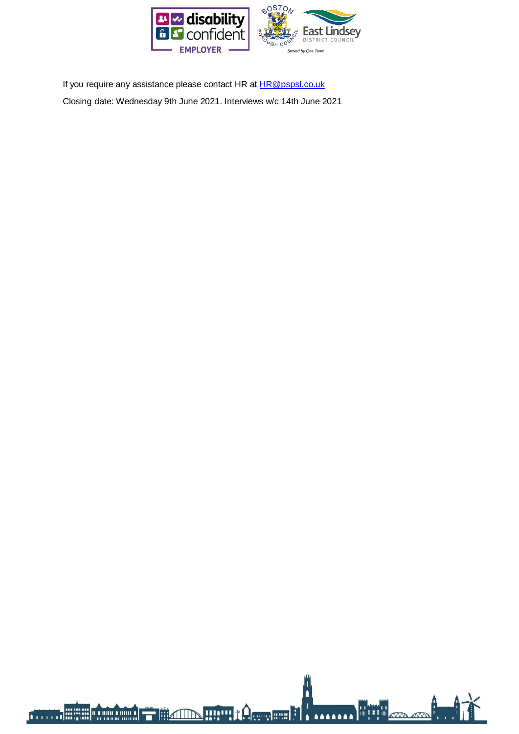If you require any assistance please contact HR at [HR@pspsl.co.uk](mailto:HR@pspsl.co.uk)

Closing date: Wednesday 9th June 2021. Interviews w/c 14th June 2021